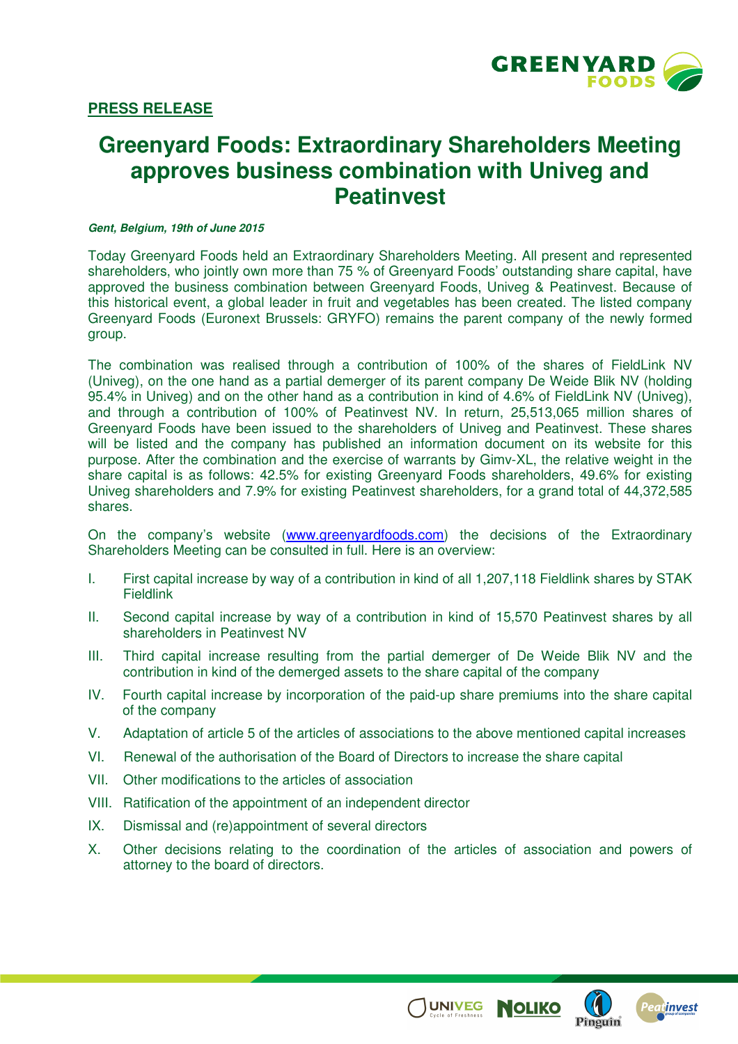**PRESS RELEASE**

# Greenyard Foods: Extraordinary Shareholders Meeting approves business combination with Univeg and Peatinvest

***Gent, Belgium, 19th of June 2015***

Today Greenyard Foods held an Extraordinary Shareholders Meeting. All present and represented shareholders, who jointly own more than 75 % of Greenyard Foods' outstanding share capital, have approved the business combination between Greenyard Foods, Univeg & Peatinvest. Because of this historical event, a global leader in fruit and vegetables has been created. The listed company Greenyard Foods (Euronext Brussels: GRYFO) remains the parent company of the newly formed group.

The combination was realised through a contribution of 100% of the shares of FieldLink NV (Univeg), on the one hand as a partial demerger of its parent company De Weide Blik NV (holding 95.4% in Univeg) and on the other hand as a contribution in kind of 4.6% of FieldLink NV (Univeg), and through a contribution of 100% of Peatinvest NV. In return, 25,513,065 million shares of Greenyard Foods have been issued to the shareholders of Univeg and Peatinvest. These shares will be listed and the company has published an information document on its website for this purpose. After the combination and the exercise of warrants by Gimv-XL, the relative weight in the share capital is as follows: 42.5% for existing Greenyard Foods shareholders, 49.6% for existing Univeg shareholders and 7.9% for existing Peatinvest shareholders, for a grand total of 44,372,585 shares.

On the company's website (www.greenyardfoods.com) the decisions of the Extraordinary Shareholders Meeting can be consulted in full. Here is an overview:

I. First capital increase by way of a contribution in kind of all 1,207,118 Fieldlink shares by STAK Fieldlink

II. Second capital increase by way of a contribution in kind of 15,570 Peatinvest shares by all shareholders in Peatinvest NV

III. Third capital increase resulting from the partial demerger of De Weide Blik NV and the contribution in kind of the demerged assets to the share capital of the company

IV. Fourth capital increase by incorporation of the paid-up share premiums into the share capital of the company

V. Adaptation of article 5 of the articles of associations to the above mentioned capital increases

VI. Renewal of the authorisation of the Board of Directors to increase the share capital

VII. Other modifications to the articles of association

VIII. Ratification of the appointment of an independent director

IX. Dismissal and (re)appointment of several directors

X. Other decisions relating to the coordination of the articles of association and powers of attorney to the board of directors.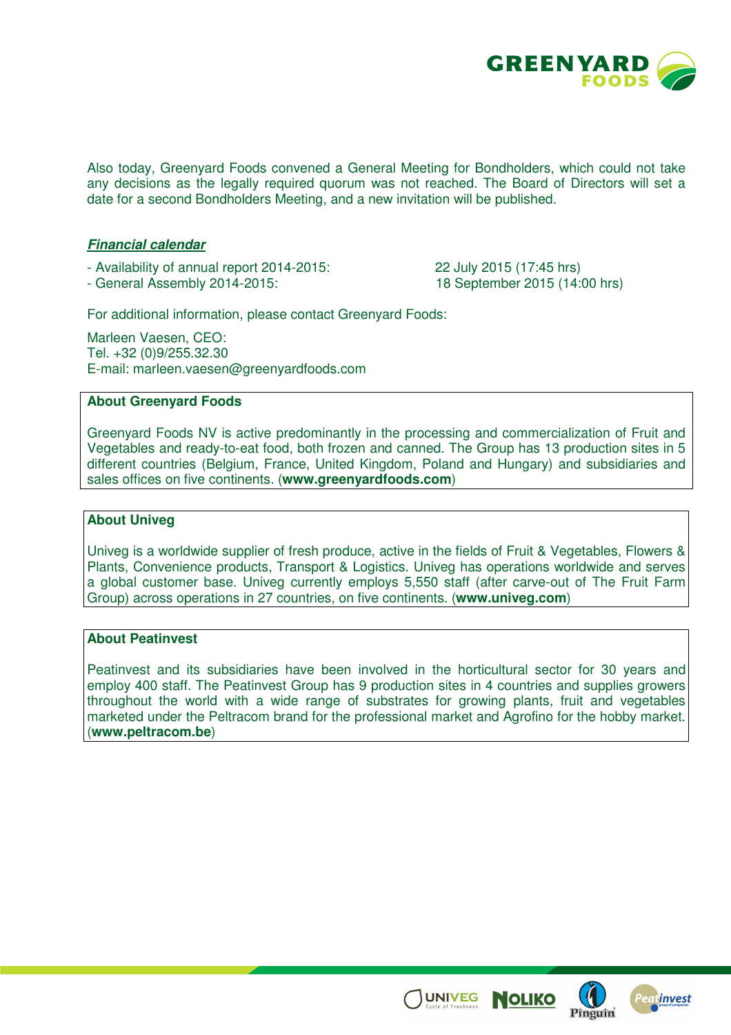Also today, Greenyard Foods convened a General Meeting for Bondholders, which could not take any decisions as the legally required quorum was not reached. The Board of Directors will set a date for a second Bondholders Meeting, and a new invitation will be published.

***Financial calendar***

- Availability of annual report 2014-2015: 22 July 2015 (17:45 hrs)
- General Assembly 2014-2015: 18 September 2015 (14:00 hrs)

For additional information, please contact Greenyard Foods:

Marleen Vaesen, CEO:
Tel. +32 (0)9/255.32.30
E-mail: marleen.vaesen@greenyardfoods.com

**About Greenyard Foods**

Greenyard Foods NV is active predominantly in the processing and commercialization of Fruit and Vegetables and ready-to-eat food, both frozen and canned. The Group has 13 production sites in 5 different countries (Belgium, France, United Kingdom, Poland and Hungary) and subsidiaries and sales offices on five continents. (**www.greenyardfoods.com**)

**About Univeg**

Univeg is a worldwide supplier of fresh produce, active in the fields of Fruit & Vegetables, Flowers & Plants, Convenience products, Transport & Logistics. Univeg has operations worldwide and serves a global customer base. Univeg currently employs 5,550 staff (after carve-out of The Fruit Farm Group) across operations in 27 countries, on five continents. (**www.univeg.com**)

**About Peatinvest**

Peatinvest and its subsidiaries have been involved in the horticultural sector for 30 years and employ 400 staff. The Peatinvest Group has 9 production sites in 4 countries and supplies growers throughout the world with a wide range of substrates for growing plants, fruit and vegetables marketed under the Peltracom brand for the professional market and Agrofino for the hobby market. (**www.peltracom.be**)